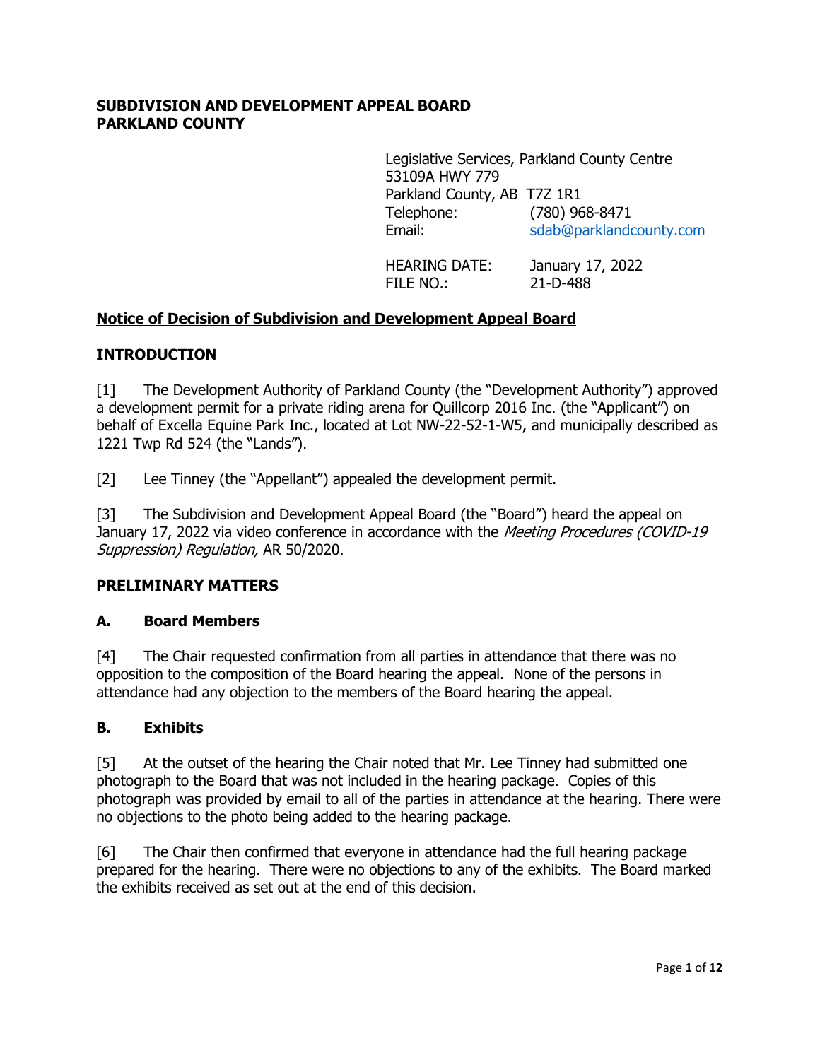**SUBDIVISION AND DEVELOPMENT APPEAL BOARD**
**PARKLAND COUNTY**

Legislative Services, Parkland County Centre
53109A HWY 779
Parkland County, AB T7Z 1R1
Telephone: (780) 968-8471
Email: sdab@parklandcounty.com

HEARING DATE: January 17, 2022
FILE NO.: 21-D-488

## Notice of Decision of Subdivision and Development Appeal Board

## INTRODUCTION

[1] The Development Authority of Parkland County (the "Development Authority") approved a development permit for a private riding arena for Quillcorp 2016 Inc. (the "Applicant") on behalf of Excella Equine Park Inc., located at Lot NW-22-52-1-W5, and municipally described as 1221 Twp Rd 524 (the "Lands").

[2] Lee Tinney (the "Appellant") appealed the development permit.

[3] The Subdivision and Development Appeal Board (the "Board") heard the appeal on January 17, 2022 via video conference in accordance with the *Meeting Procedures (COVID-19 Suppression) Regulation,* AR 50/2020.

## PRELIMINARY MATTERS

### A. Board Members

[4] The Chair requested confirmation from all parties in attendance that there was no opposition to the composition of the Board hearing the appeal. None of the persons in attendance had any objection to the members of the Board hearing the appeal.

### B. Exhibits

[5] At the outset of the hearing the Chair noted that Mr. Lee Tinney had submitted one photograph to the Board that was not included in the hearing package. Copies of this photograph was provided by email to all of the parties in attendance at the hearing. There were no objections to the photo being added to the hearing package.

[6] The Chair then confirmed that everyone in attendance had the full hearing package prepared for the hearing. There were no objections to any of the exhibits. The Board marked the exhibits received as set out at the end of this decision.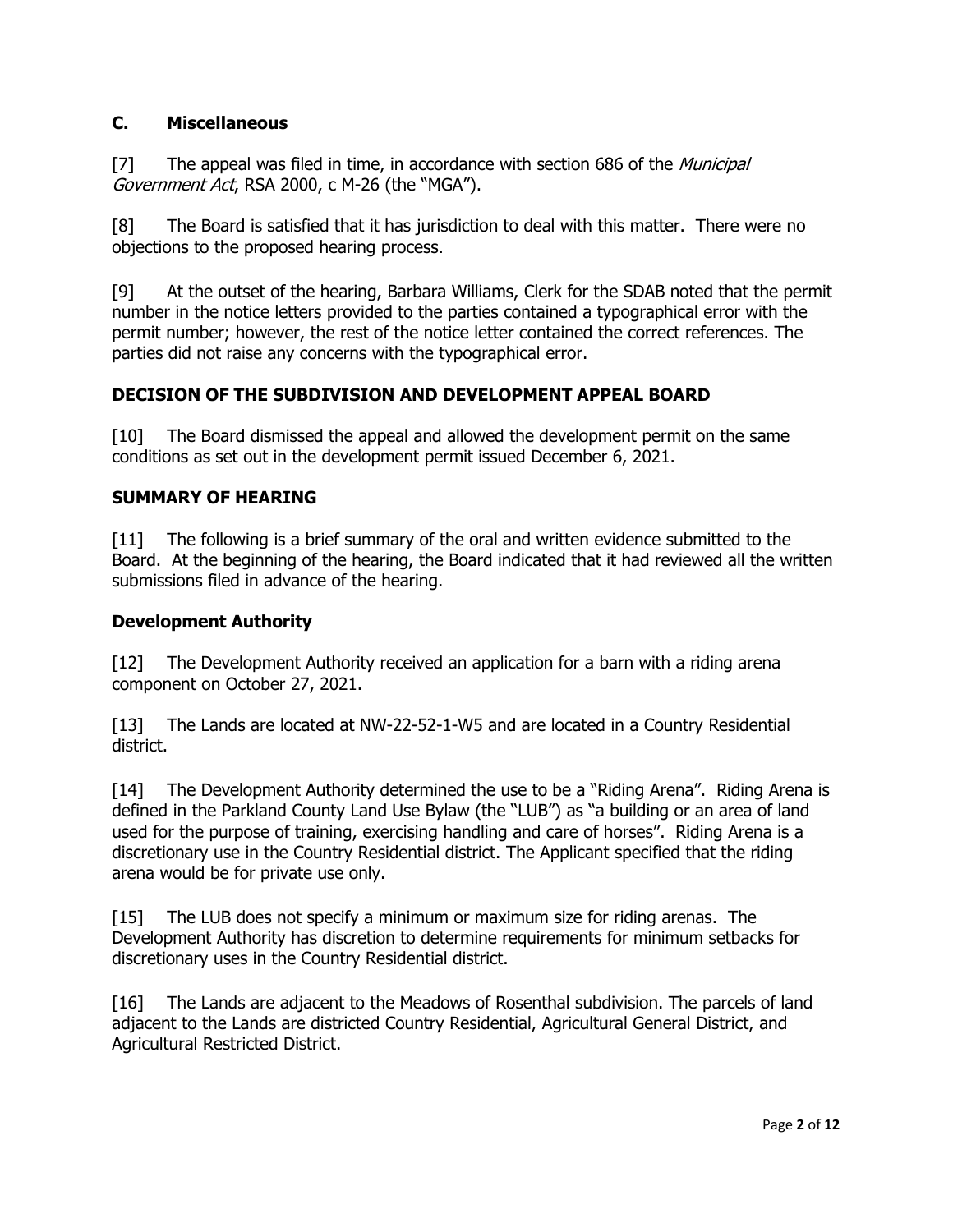## C. Miscellaneous

[7] The appeal was filed in time, in accordance with section 686 of the *Municipal Government Act*, RSA 2000, c M-26 (the "MGA").

[8] The Board is satisfied that it has jurisdiction to deal with this matter. There were no objections to the proposed hearing process.

[9] At the outset of the hearing, Barbara Williams, Clerk for the SDAB noted that the permit number in the notice letters provided to the parties contained a typographical error with the permit number; however, the rest of the notice letter contained the correct references. The parties did not raise any concerns with the typographical error.

## DECISION OF THE SUBDIVISION AND DEVELOPMENT APPEAL BOARD

[10] The Board dismissed the appeal and allowed the development permit on the same conditions as set out in the development permit issued December 6, 2021.

## SUMMARY OF HEARING

[11] The following is a brief summary of the oral and written evidence submitted to the Board. At the beginning of the hearing, the Board indicated that it had reviewed all the written submissions filed in advance of the hearing.

### Development Authority

[12] The Development Authority received an application for a barn with a riding arena component on October 27, 2021.

[13] The Lands are located at NW-22-52-1-W5 and are located in a Country Residential district.

[14] The Development Authority determined the use to be a "Riding Arena". Riding Arena is defined in the Parkland County Land Use Bylaw (the "LUB") as "a building or an area of land used for the purpose of training, exercising handling and care of horses". Riding Arena is a discretionary use in the Country Residential district. The Applicant specified that the riding arena would be for private use only.

[15] The LUB does not specify a minimum or maximum size for riding arenas. The Development Authority has discretion to determine requirements for minimum setbacks for discretionary uses in the Country Residential district.

[16] The Lands are adjacent to the Meadows of Rosenthal subdivision. The parcels of land adjacent to the Lands are districted Country Residential, Agricultural General District, and Agricultural Restricted District.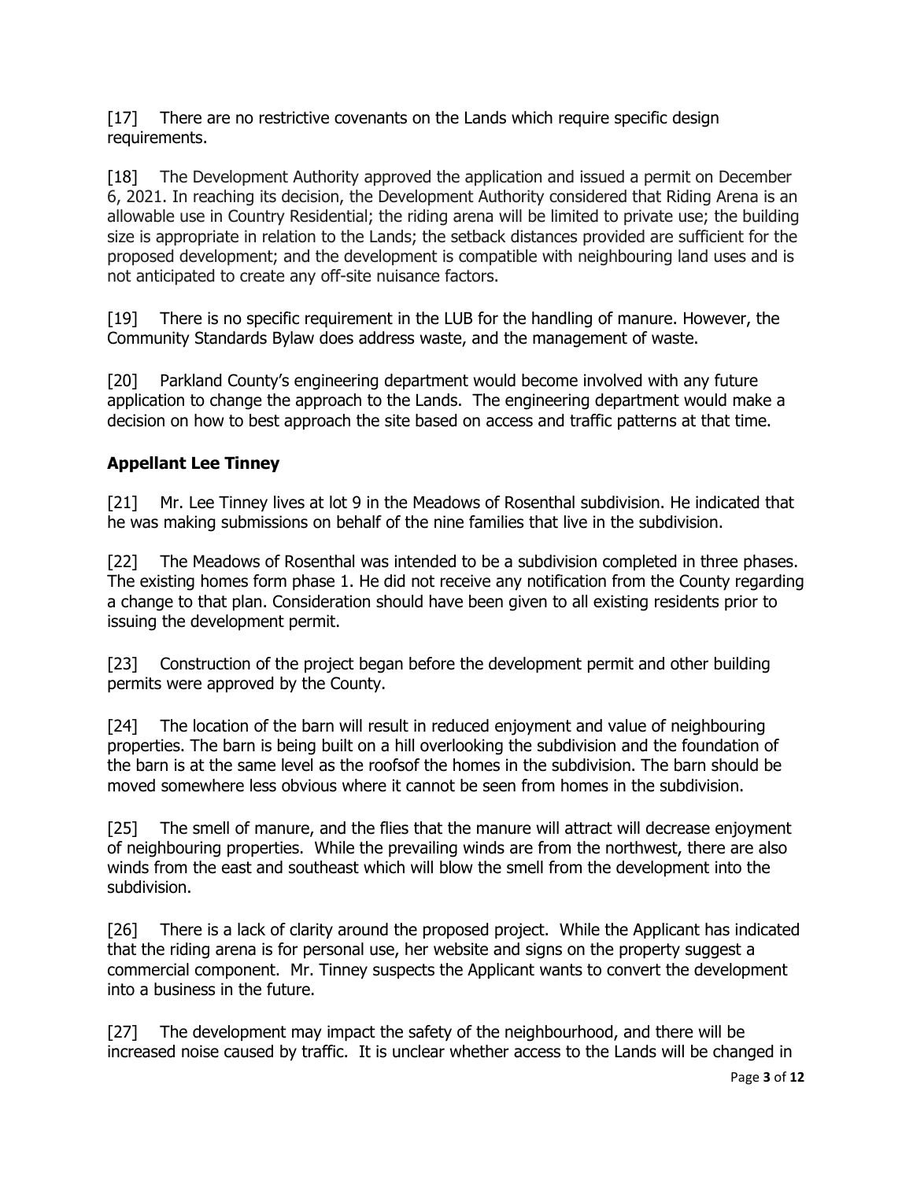[17] There are no restrictive covenants on the Lands which require specific design requirements.

[18] The Development Authority approved the application and issued a permit on December 6, 2021. In reaching its decision, the Development Authority considered that Riding Arena is an allowable use in Country Residential; the riding arena will be limited to private use; the building size is appropriate in relation to the Lands; the setback distances provided are sufficient for the proposed development; and the development is compatible with neighbouring land uses and is not anticipated to create any off-site nuisance factors.

[19] There is no specific requirement in the LUB for the handling of manure. However, the Community Standards Bylaw does address waste, and the management of waste.

[20] Parkland County's engineering department would become involved with any future application to change the approach to the Lands. The engineering department would make a decision on how to best approach the site based on access and traffic patterns at that time.

### Appellant Lee Tinney

[21] Mr. Lee Tinney lives at lot 9 in the Meadows of Rosenthal subdivision. He indicated that he was making submissions on behalf of the nine families that live in the subdivision.

[22] The Meadows of Rosenthal was intended to be a subdivision completed in three phases. The existing homes form phase 1. He did not receive any notification from the County regarding a change to that plan. Consideration should have been given to all existing residents prior to issuing the development permit.

[23] Construction of the project began before the development permit and other building permits were approved by the County.

[24] The location of the barn will result in reduced enjoyment and value of neighbouring properties. The barn is being built on a hill overlooking the subdivision and the foundation of the barn is at the same level as the roofsof the homes in the subdivision. The barn should be moved somewhere less obvious where it cannot be seen from homes in the subdivision.

[25] The smell of manure, and the flies that the manure will attract will decrease enjoyment of neighbouring properties. While the prevailing winds are from the northwest, there are also winds from the east and southeast which will blow the smell from the development into the subdivision.

[26] There is a lack of clarity around the proposed project. While the Applicant has indicated that the riding arena is for personal use, her website and signs on the property suggest a commercial component. Mr. Tinney suspects the Applicant wants to convert the development into a business in the future.

[27] The development may impact the safety of the neighbourhood, and there will be increased noise caused by traffic. It is unclear whether access to the Lands will be changed in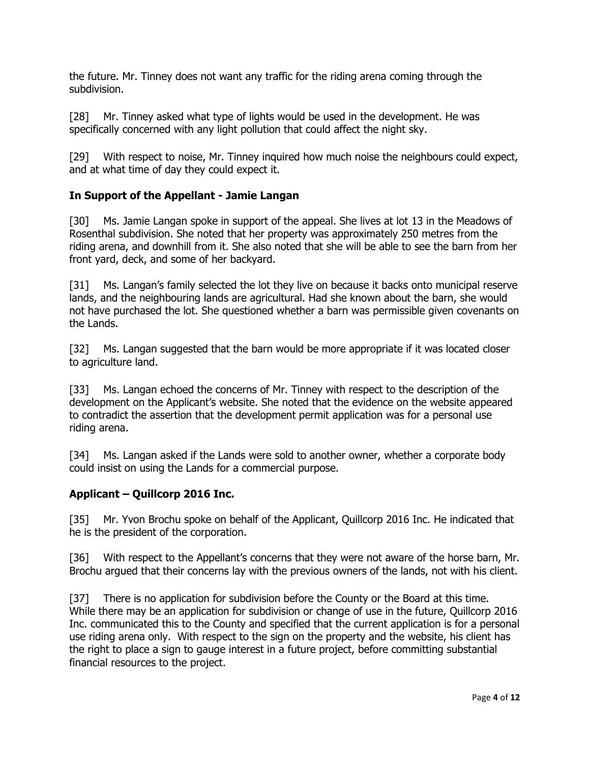the future. Mr. Tinney does not want any traffic for the riding arena coming through the subdivision.

[28] Mr. Tinney asked what type of lights would be used in the development. He was specifically concerned with any light pollution that could affect the night sky.

[29] With respect to noise, Mr. Tinney inquired how much noise the neighbours could expect, and at what time of day they could expect it.

### In Support of the Appellant - Jamie Langan

[30] Ms. Jamie Langan spoke in support of the appeal. She lives at lot 13 in the Meadows of Rosenthal subdivision. She noted that her property was approximately 250 metres from the riding arena, and downhill from it. She also noted that she will be able to see the barn from her front yard, deck, and some of her backyard.

[31] Ms. Langan's family selected the lot they live on because it backs onto municipal reserve lands, and the neighbouring lands are agricultural. Had she known about the barn, she would not have purchased the lot. She questioned whether a barn was permissible given covenants on the Lands.

[32] Ms. Langan suggested that the barn would be more appropriate if it was located closer to agriculture land.

[33] Ms. Langan echoed the concerns of Mr. Tinney with respect to the description of the development on the Applicant's website. She noted that the evidence on the website appeared to contradict the assertion that the development permit application was for a personal use riding arena.

[34] Ms. Langan asked if the Lands were sold to another owner, whether a corporate body could insist on using the Lands for a commercial purpose.

### Applicant – Quillcorp 2016 Inc.

[35] Mr. Yvon Brochu spoke on behalf of the Applicant, Quillcorp 2016 Inc. He indicated that he is the president of the corporation.

[36] With respect to the Appellant's concerns that they were not aware of the horse barn, Mr. Brochu argued that their concerns lay with the previous owners of the lands, not with his client.

[37] There is no application for subdivision before the County or the Board at this time. While there may be an application for subdivision or change of use in the future, Quillcorp 2016 Inc. communicated this to the County and specified that the current application is for a personal use riding arena only. With respect to the sign on the property and the website, his client has the right to place a sign to gauge interest in a future project, before committing substantial financial resources to the project.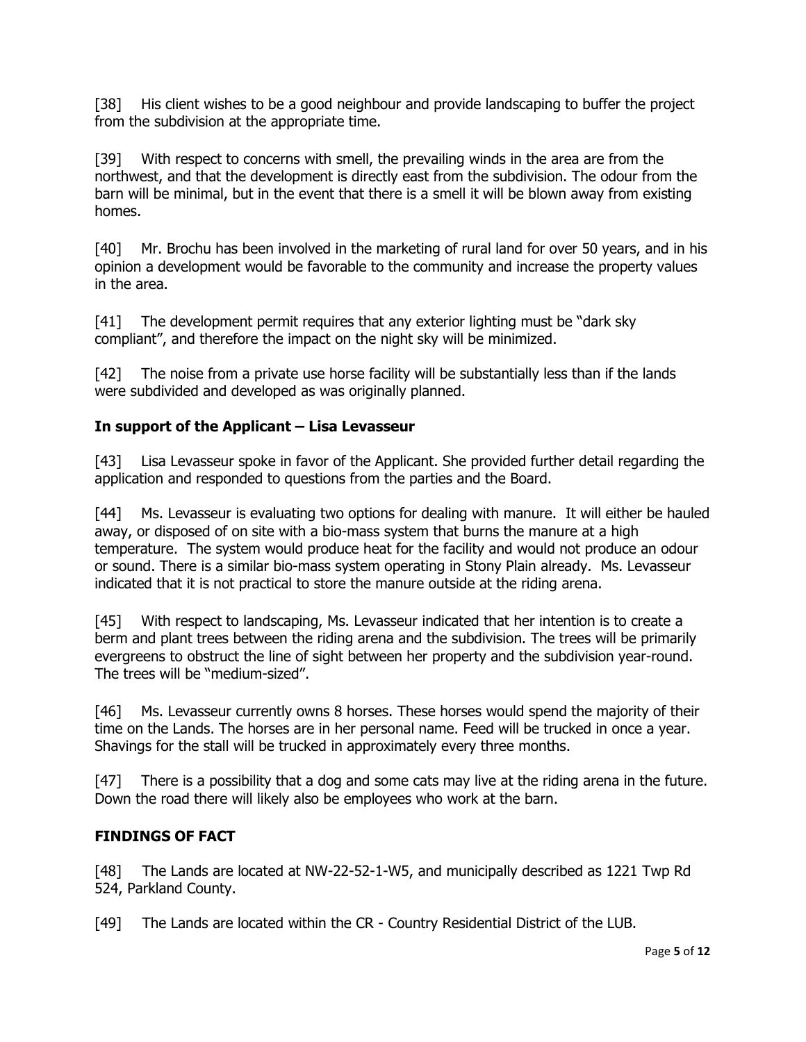[38] His client wishes to be a good neighbour and provide landscaping to buffer the project from the subdivision at the appropriate time.

[39] With respect to concerns with smell, the prevailing winds in the area are from the northwest, and that the development is directly east from the subdivision. The odour from the barn will be minimal, but in the event that there is a smell it will be blown away from existing homes.

[40] Mr. Brochu has been involved in the marketing of rural land for over 50 years, and in his opinion a development would be favorable to the community and increase the property values in the area.

[41] The development permit requires that any exterior lighting must be "dark sky compliant", and therefore the impact on the night sky will be minimized.

[42] The noise from a private use horse facility will be substantially less than if the lands were subdivided and developed as was originally planned.

### In support of the Applicant – Lisa Levasseur

[43] Lisa Levasseur spoke in favor of the Applicant. She provided further detail regarding the application and responded to questions from the parties and the Board.

[44] Ms. Levasseur is evaluating two options for dealing with manure. It will either be hauled away, or disposed of on site with a bio-mass system that burns the manure at a high temperature. The system would produce heat for the facility and would not produce an odour or sound. There is a similar bio-mass system operating in Stony Plain already. Ms. Levasseur indicated that it is not practical to store the manure outside at the riding arena.

[45] With respect to landscaping, Ms. Levasseur indicated that her intention is to create a berm and plant trees between the riding arena and the subdivision. The trees will be primarily evergreens to obstruct the line of sight between her property and the subdivision year-round. The trees will be "medium-sized".

[46] Ms. Levasseur currently owns 8 horses. These horses would spend the majority of their time on the Lands. The horses are in her personal name. Feed will be trucked in once a year. Shavings for the stall will be trucked in approximately every three months.

[47] There is a possibility that a dog and some cats may live at the riding arena in the future. Down the road there will likely also be employees who work at the barn.

## FINDINGS OF FACT

[48] The Lands are located at NW-22-52-1-W5, and municipally described as 1221 Twp Rd 524, Parkland County.

[49] The Lands are located within the CR - Country Residential District of the LUB.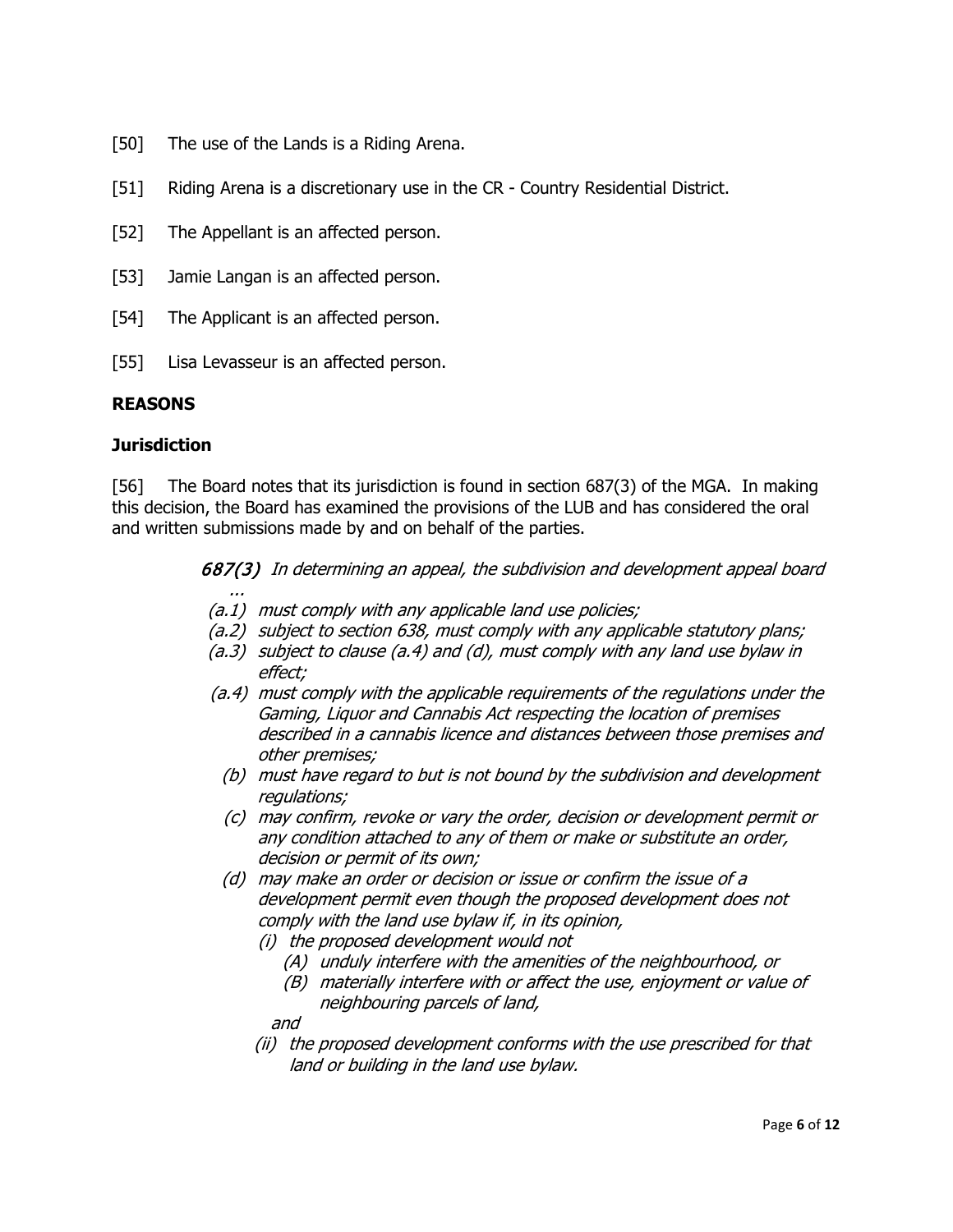[50] The use of the Lands is a Riding Arena.

[51] Riding Arena is a discretionary use in the CR - Country Residential District.

[52] The Appellant is an affected person.

[53] Jamie Langan is an affected person.

[54] The Applicant is an affected person.

[55] Lisa Levasseur is an affected person.

## REASONS

### Jurisdiction

[56] The Board notes that its jurisdiction is found in section 687(3) of the MGA. In making this decision, the Board has examined the provisions of the LUB and has considered the oral and written submissions made by and on behalf of the parties.

> ***687(3)*** *In determining an appeal, the subdivision and development appeal board ...*
>
> *(a.1) must comply with any applicable land use policies;*
>
> *(a.2) subject to section 638, must comply with any applicable statutory plans;*
>
> *(a.3) subject to clause (a.4) and (d), must comply with any land use bylaw in effect;*
>
> *(a.4) must comply with the applicable requirements of the regulations under the Gaming, Liquor and Cannabis Act respecting the location of premises described in a cannabis licence and distances between those premises and other premises;*
>
> *(b) must have regard to but is not bound by the subdivision and development regulations;*
>
> *(c) may confirm, revoke or vary the order, decision or development permit or any condition attached to any of them or make or substitute an order, decision or permit of its own;*
>
> *(d) may make an order or decision or issue or confirm the issue of a development permit even though the proposed development does not comply with the land use bylaw if, in its opinion,*
>
> *(i) the proposed development would not*
>
> *(A) unduly interfere with the amenities of the neighbourhood, or*
>
> *(B) materially interfere with or affect the use, enjoyment or value of neighbouring parcels of land,*
>
> *and*
>
> *(ii) the proposed development conforms with the use prescribed for that land or building in the land use bylaw.*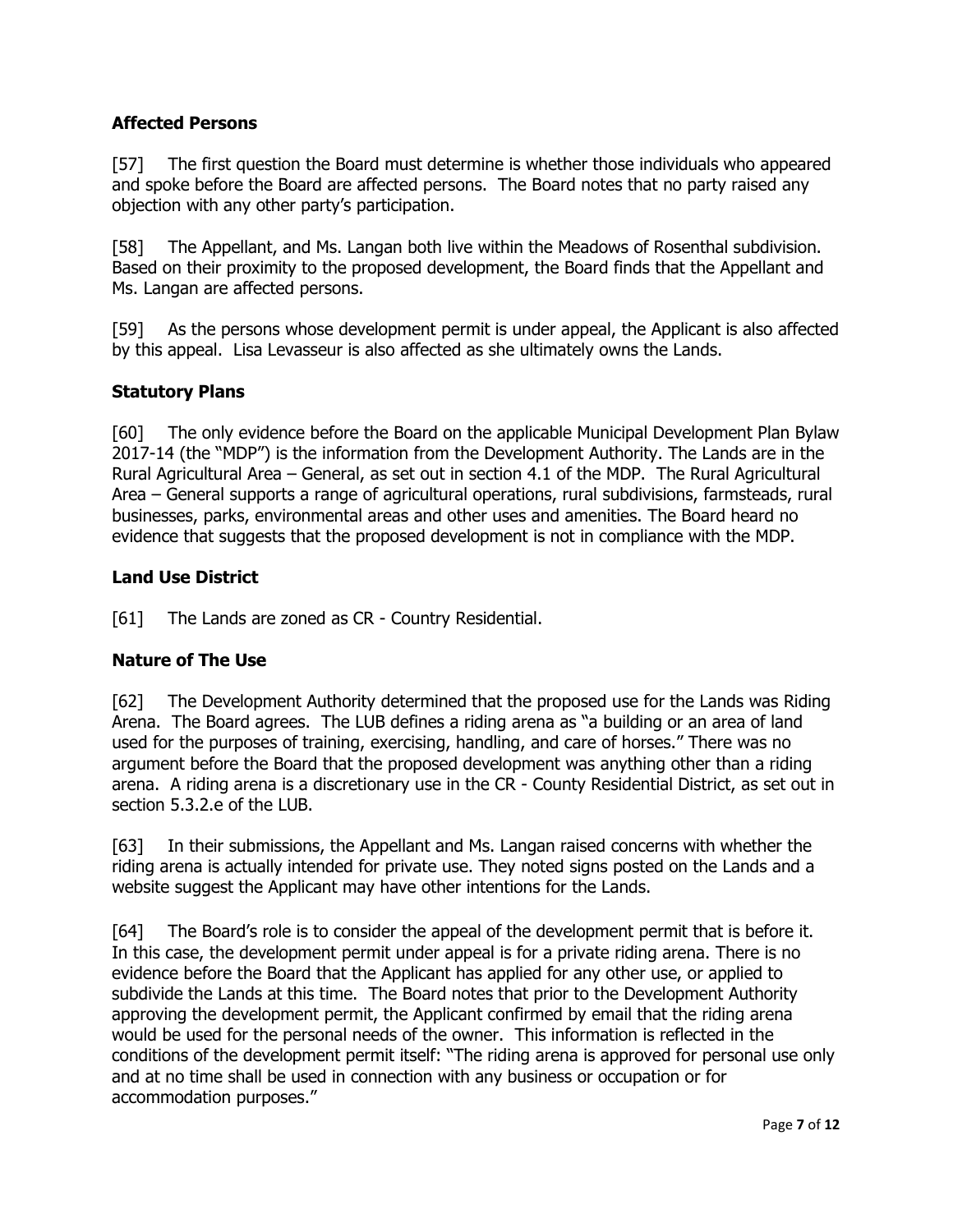## Affected Persons

[57] The first question the Board must determine is whether those individuals who appeared and spoke before the Board are affected persons. The Board notes that no party raised any objection with any other party's participation.

[58] The Appellant, and Ms. Langan both live within the Meadows of Rosenthal subdivision. Based on their proximity to the proposed development, the Board finds that the Appellant and Ms. Langan are affected persons.

[59] As the persons whose development permit is under appeal, the Applicant is also affected by this appeal. Lisa Levasseur is also affected as she ultimately owns the Lands.

## Statutory Plans

[60] The only evidence before the Board on the applicable Municipal Development Plan Bylaw 2017-14 (the "MDP") is the information from the Development Authority. The Lands are in the Rural Agricultural Area – General, as set out in section 4.1 of the MDP. The Rural Agricultural Area – General supports a range of agricultural operations, rural subdivisions, farmsteads, rural businesses, parks, environmental areas and other uses and amenities. The Board heard no evidence that suggests that the proposed development is not in compliance with the MDP.

## Land Use District

[61] The Lands are zoned as CR - Country Residential.

## Nature of The Use

[62] The Development Authority determined that the proposed use for the Lands was Riding Arena. The Board agrees. The LUB defines a riding arena as "a building or an area of land used for the purposes of training, exercising, handling, and care of horses." There was no argument before the Board that the proposed development was anything other than a riding arena. A riding arena is a discretionary use in the CR - County Residential District, as set out in section 5.3.2.e of the LUB.

[63] In their submissions, the Appellant and Ms. Langan raised concerns with whether the riding arena is actually intended for private use. They noted signs posted on the Lands and a website suggest the Applicant may have other intentions for the Lands.

[64] The Board's role is to consider the appeal of the development permit that is before it. In this case, the development permit under appeal is for a private riding arena. There is no evidence before the Board that the Applicant has applied for any other use, or applied to subdivide the Lands at this time. The Board notes that prior to the Development Authority approving the development permit, the Applicant confirmed by email that the riding arena would be used for the personal needs of the owner. This information is reflected in the conditions of the development permit itself: "The riding arena is approved for personal use only and at no time shall be used in connection with any business or occupation or for accommodation purposes."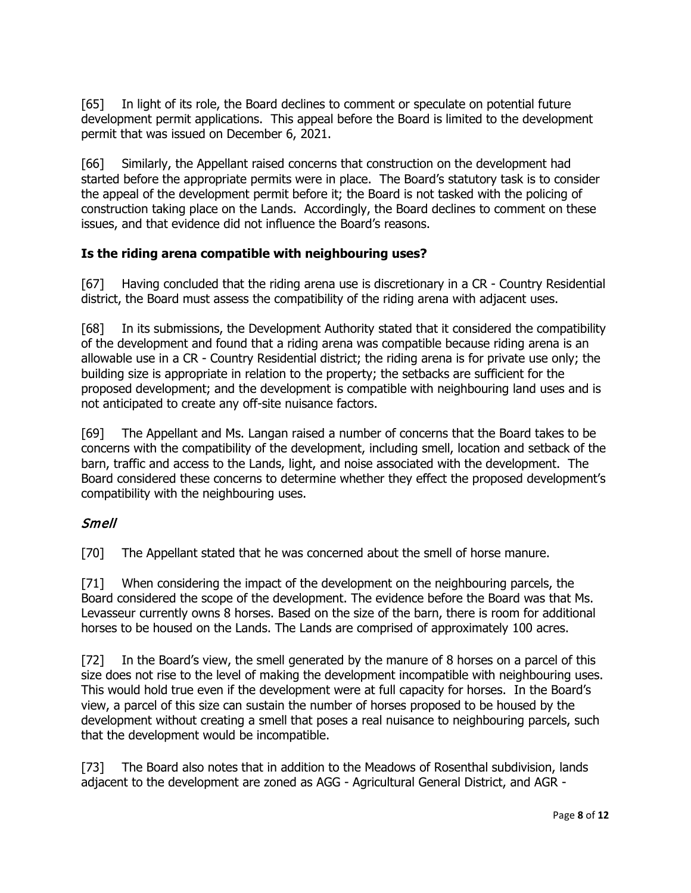[65] In light of its role, the Board declines to comment or speculate on potential future development permit applications. This appeal before the Board is limited to the development permit that was issued on December 6, 2021.

[66] Similarly, the Appellant raised concerns that construction on the development had started before the appropriate permits were in place. The Board's statutory task is to consider the appeal of the development permit before it; the Board is not tasked with the policing of construction taking place on the Lands. Accordingly, the Board declines to comment on these issues, and that evidence did not influence the Board's reasons.

### Is the riding arena compatible with neighbouring uses?

[67] Having concluded that the riding arena use is discretionary in a CR - Country Residential district, the Board must assess the compatibility of the riding arena with adjacent uses.

[68] In its submissions, the Development Authority stated that it considered the compatibility of the development and found that a riding arena was compatible because riding arena is an allowable use in a CR - Country Residential district; the riding arena is for private use only; the building size is appropriate in relation to the property; the setbacks are sufficient for the proposed development; and the development is compatible with neighbouring land uses and is not anticipated to create any off-site nuisance factors.

[69] The Appellant and Ms. Langan raised a number of concerns that the Board takes to be concerns with the compatibility of the development, including smell, location and setback of the barn, traffic and access to the Lands, light, and noise associated with the development. The Board considered these concerns to determine whether they effect the proposed development's compatibility with the neighbouring uses.

#### *Smell*

[70] The Appellant stated that he was concerned about the smell of horse manure.

[71] When considering the impact of the development on the neighbouring parcels, the Board considered the scope of the development. The evidence before the Board was that Ms. Levasseur currently owns 8 horses. Based on the size of the barn, there is room for additional horses to be housed on the Lands. The Lands are comprised of approximately 100 acres.

[72] In the Board's view, the smell generated by the manure of 8 horses on a parcel of this size does not rise to the level of making the development incompatible with neighbouring uses. This would hold true even if the development were at full capacity for horses. In the Board's view, a parcel of this size can sustain the number of horses proposed to be housed by the development without creating a smell that poses a real nuisance to neighbouring parcels, such that the development would be incompatible.

[73] The Board also notes that in addition to the Meadows of Rosenthal subdivision, lands adjacent to the development are zoned as AGG - Agricultural General District, and AGR -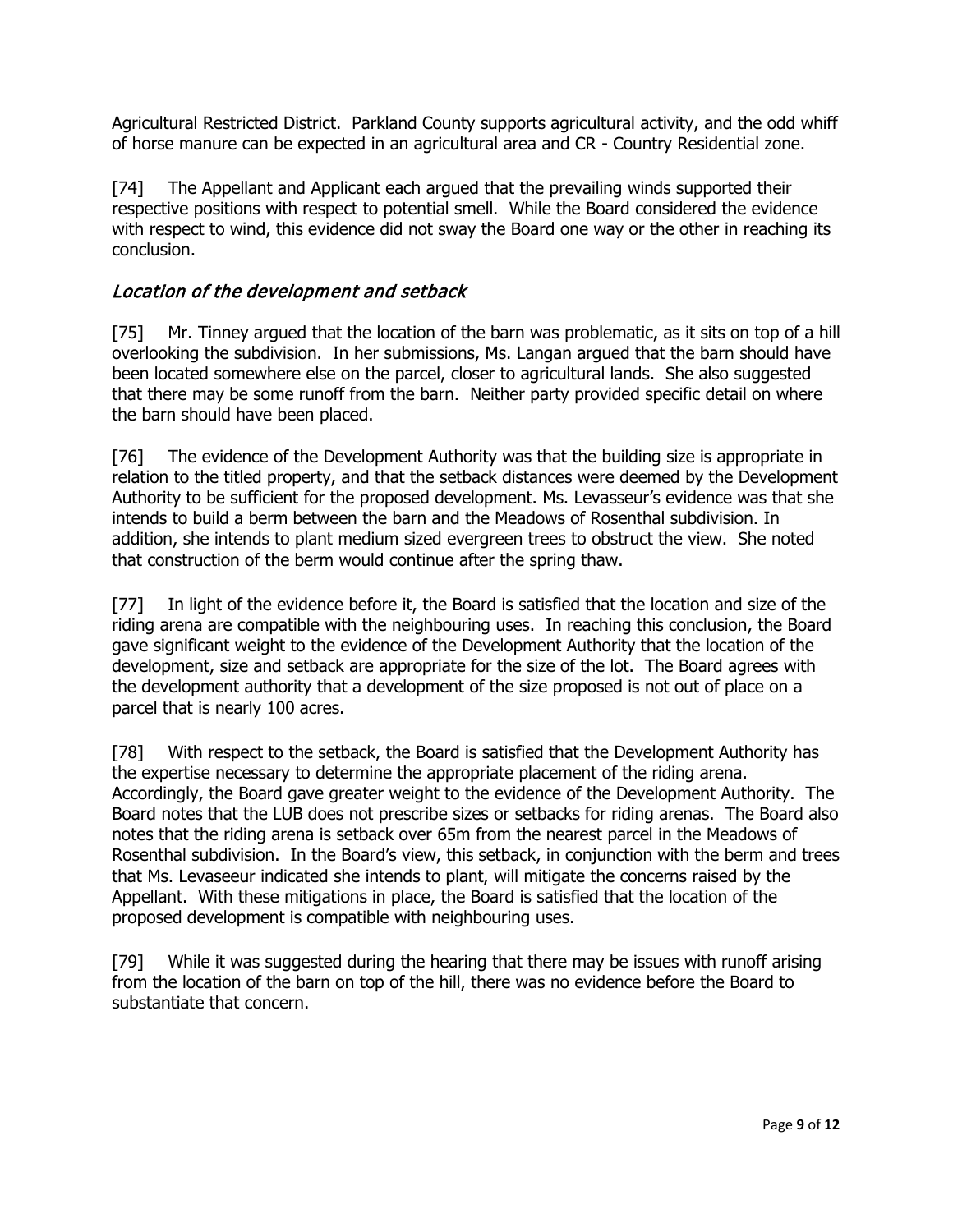Agricultural Restricted District. Parkland County supports agricultural activity, and the odd whiff of horse manure can be expected in an agricultural area and CR - Country Residential zone.

[74] The Appellant and Applicant each argued that the prevailing winds supported their respective positions with respect to potential smell. While the Board considered the evidence with respect to wind, this evidence did not sway the Board one way or the other in reaching its conclusion.

### *Location of the development and setback*

[75] Mr. Tinney argued that the location of the barn was problematic, as it sits on top of a hill overlooking the subdivision. In her submissions, Ms. Langan argued that the barn should have been located somewhere else on the parcel, closer to agricultural lands. She also suggested that there may be some runoff from the barn. Neither party provided specific detail on where the barn should have been placed.

[76] The evidence of the Development Authority was that the building size is appropriate in relation to the titled property, and that the setback distances were deemed by the Development Authority to be sufficient for the proposed development. Ms. Levasseur's evidence was that she intends to build a berm between the barn and the Meadows of Rosenthal subdivision. In addition, she intends to plant medium sized evergreen trees to obstruct the view. She noted that construction of the berm would continue after the spring thaw.

[77] In light of the evidence before it, the Board is satisfied that the location and size of the riding arena are compatible with the neighbouring uses. In reaching this conclusion, the Board gave significant weight to the evidence of the Development Authority that the location of the development, size and setback are appropriate for the size of the lot. The Board agrees with the development authority that a development of the size proposed is not out of place on a parcel that is nearly 100 acres.

[78] With respect to the setback, the Board is satisfied that the Development Authority has the expertise necessary to determine the appropriate placement of the riding arena. Accordingly, the Board gave greater weight to the evidence of the Development Authority. The Board notes that the LUB does not prescribe sizes or setbacks for riding arenas. The Board also notes that the riding arena is setback over 65m from the nearest parcel in the Meadows of Rosenthal subdivision. In the Board's view, this setback, in conjunction with the berm and trees that Ms. Levaseeur indicated she intends to plant, will mitigate the concerns raised by the Appellant. With these mitigations in place, the Board is satisfied that the location of the proposed development is compatible with neighbouring uses.

[79] While it was suggested during the hearing that there may be issues with runoff arising from the location of the barn on top of the hill, there was no evidence before the Board to substantiate that concern.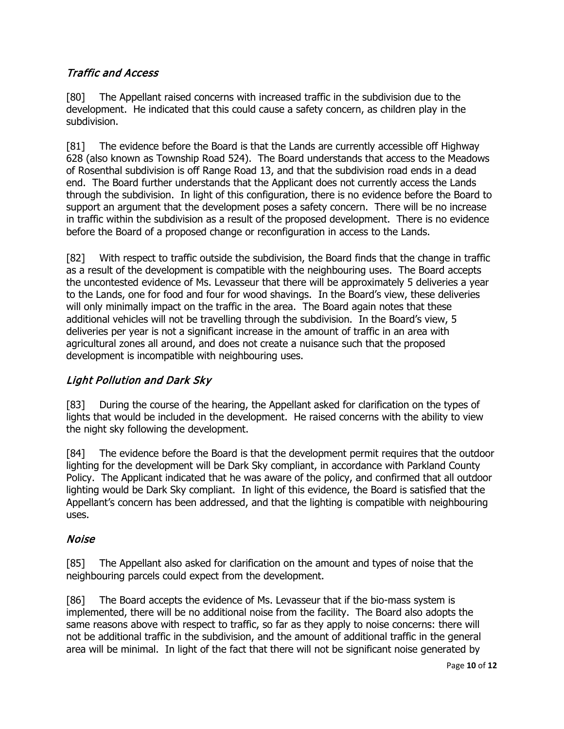### *Traffic and Access*

[80] The Appellant raised concerns with increased traffic in the subdivision due to the development. He indicated that this could cause a safety concern, as children play in the subdivision.

[81] The evidence before the Board is that the Lands are currently accessible off Highway 628 (also known as Township Road 524). The Board understands that access to the Meadows of Rosenthal subdivision is off Range Road 13, and that the subdivision road ends in a dead end. The Board further understands that the Applicant does not currently access the Lands through the subdivision. In light of this configuration, there is no evidence before the Board to support an argument that the development poses a safety concern. There will be no increase in traffic within the subdivision as a result of the proposed development. There is no evidence before the Board of a proposed change or reconfiguration in access to the Lands.

[82] With respect to traffic outside the subdivision, the Board finds that the change in traffic as a result of the development is compatible with the neighbouring uses. The Board accepts the uncontested evidence of Ms. Levasseur that there will be approximately 5 deliveries a year to the Lands, one for food and four for wood shavings. In the Board's view, these deliveries will only minimally impact on the traffic in the area. The Board again notes that these additional vehicles will not be travelling through the subdivision. In the Board's view, 5 deliveries per year is not a significant increase in the amount of traffic in an area with agricultural zones all around, and does not create a nuisance such that the proposed development is incompatible with neighbouring uses.

### *Light Pollution and Dark Sky*

[83] During the course of the hearing, the Appellant asked for clarification on the types of lights that would be included in the development. He raised concerns with the ability to view the night sky following the development.

[84] The evidence before the Board is that the development permit requires that the outdoor lighting for the development will be Dark Sky compliant, in accordance with Parkland County Policy. The Applicant indicated that he was aware of the policy, and confirmed that all outdoor lighting would be Dark Sky compliant. In light of this evidence, the Board is satisfied that the Appellant's concern has been addressed, and that the lighting is compatible with neighbouring uses.

### *Noise*

[85] The Appellant also asked for clarification on the amount and types of noise that the neighbouring parcels could expect from the development.

[86] The Board accepts the evidence of Ms. Levasseur that if the bio-mass system is implemented, there will be no additional noise from the facility. The Board also adopts the same reasons above with respect to traffic, so far as they apply to noise concerns: there will not be additional traffic in the subdivision, and the amount of additional traffic in the general area will be minimal. In light of the fact that there will not be significant noise generated by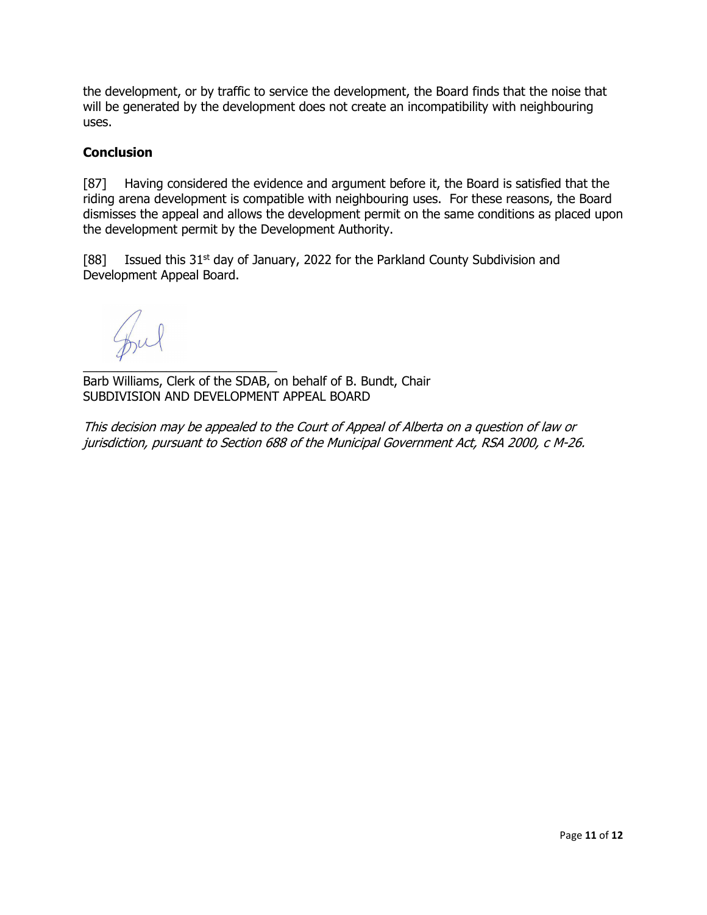the development, or by traffic to service the development, the Board finds that the noise that will be generated by the development does not create an incompatibility with neighbouring uses.

**Conclusion**

[87] Having considered the evidence and argument before it, the Board is satisfied that the riding arena development is compatible with neighbouring uses. For these reasons, the Board dismisses the appeal and allows the development permit on the same conditions as placed upon the development permit by the Development Authority.

[88] Issued this 31st day of January, 2022 for the Parkland County Subdivision and Development Appeal Board.

\_\_\_\_\_\_\_\_\_\_\_\_\_\_\_\_\_\_\_\_\_\_\_\_\_\_\_\_

Barb Williams, Clerk of the SDAB, on behalf of B. Bundt, Chair
SUBDIVISION AND DEVELOPMENT APPEAL BOARD

*This decision may be appealed to the Court of Appeal of Alberta on a question of law or jurisdiction, pursuant to Section 688 of the Municipal Government Act, RSA 2000, c M-26.*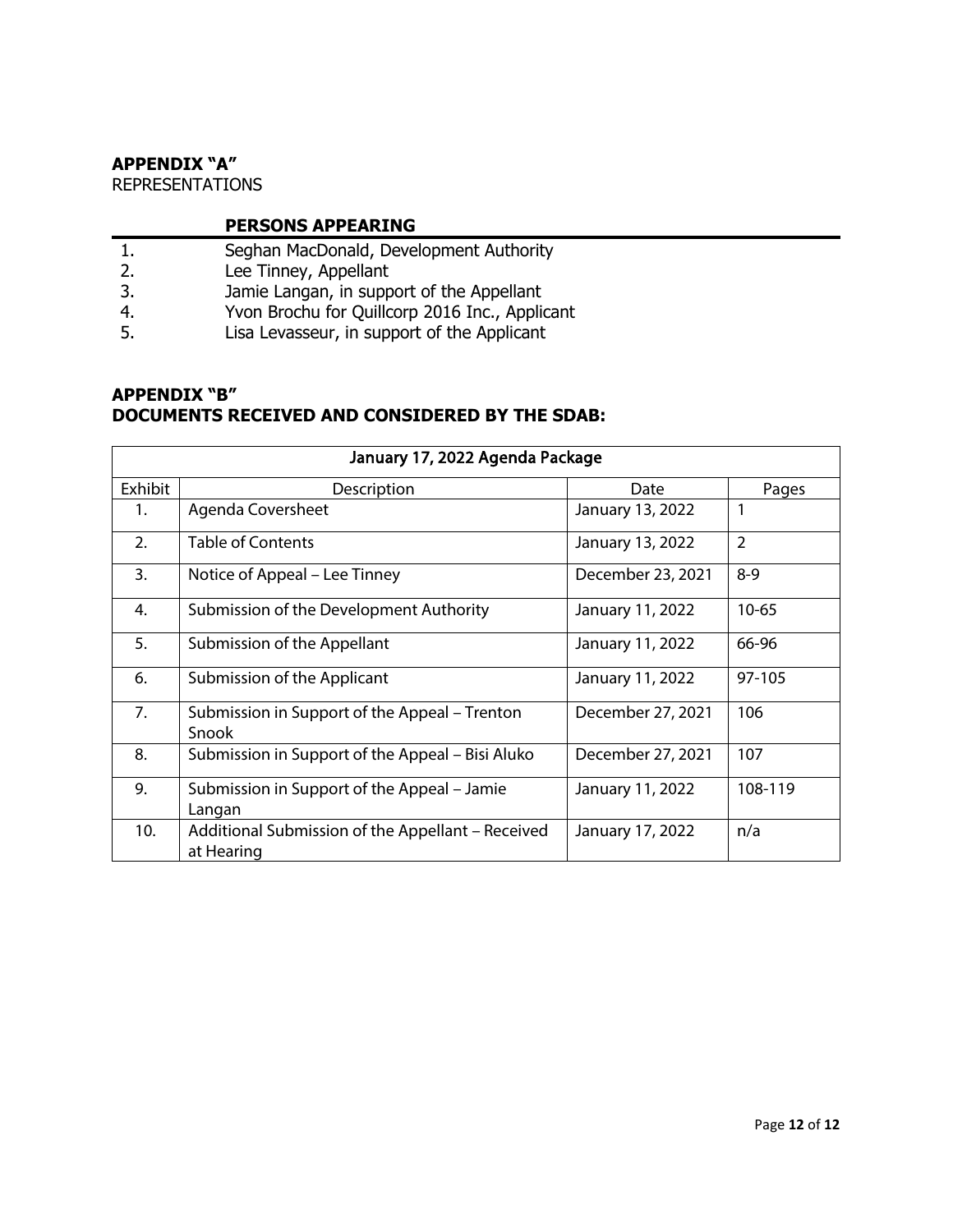**APPENDIX "A"**
REPRESENTATIONS

**PERSONS APPEARING**

1. Seghan MacDonald, Development Authority
2. Lee Tinney, Appellant
3. Jamie Langan, in support of the Appellant
4. Yvon Brochu for Quillcorp 2016 Inc., Applicant
5. Lisa Levasseur, in support of the Applicant

**APPENDIX "B"**
**DOCUMENTS RECEIVED AND CONSIDERED BY THE SDAB:**

| January 17, 2022 Agenda Package | | | |
|---|---|---|---|
| Exhibit | Description | Date | Pages |
| 1. | Agenda Coversheet | January 13, 2022 | 1 |
| 2. | Table of Contents | January 13, 2022 | 2 |
| 3. | Notice of Appeal – Lee Tinney | December 23, 2021 | 8-9 |
| 4. | Submission of the Development Authority | January 11, 2022 | 10-65 |
| 5. | Submission of the Appellant | January 11, 2022 | 66-96 |
| 6. | Submission of the Applicant | January 11, 2022 | 97-105 |
| 7. | Submission in Support of the Appeal – Trenton Snook | December 27, 2021 | 106 |
| 8. | Submission in Support of the Appeal – Bisi Aluko | December 27, 2021 | 107 |
| 9. | Submission in Support of the Appeal – Jamie Langan | January 11, 2022 | 108-119 |
| 10. | Additional Submission of the Appellant – Received at Hearing | January 17, 2022 | n/a |